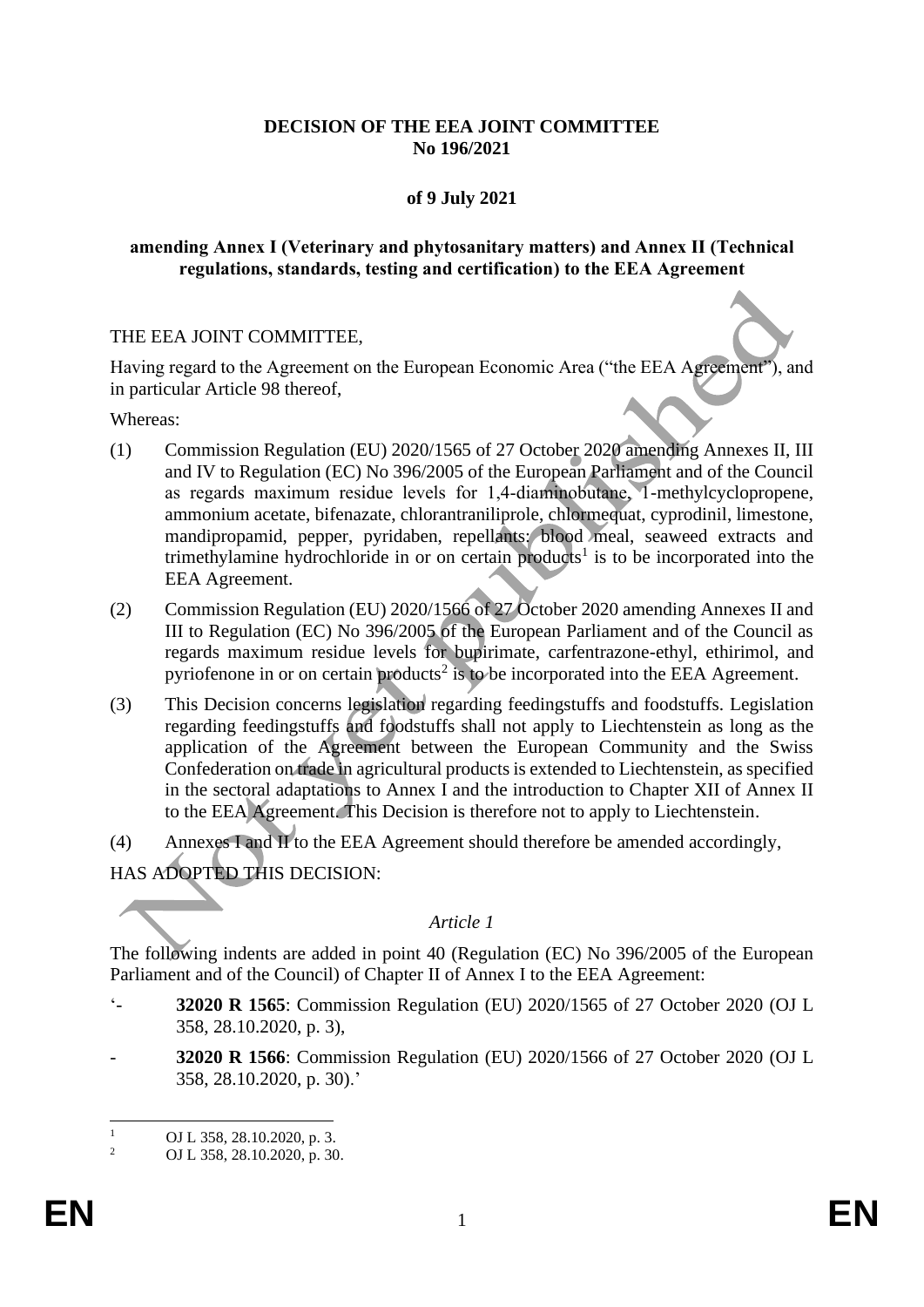**DECISION OF THE EEA JOINT COMMITTEE**
**No 196/2021**

**of 9 July 2021**

**amending Annex I (Veterinary and phytosanitary matters) and Annex II (Technical regulations, standards, testing and certification) to the EEA Agreement**

THE EEA JOINT COMMITTEE,

Having regard to the Agreement on the European Economic Area ("the EEA Agreement"), and in particular Article 98 thereof,

Whereas:

(1) Commission Regulation (EU) 2020/1565 of 27 October 2020 amending Annexes II, III and IV to Regulation (EC) No 396/2005 of the European Parliament and of the Council as regards maximum residue levels for 1,4-diaminobutane, 1-methylcyclopropene, ammonium acetate, bifenazate, chlorantraniliprole, chlormequat, cyprodinil, limestone, mandipropamid, pepper, pyridaben, repellants: blood meal, seaweed extracts and trimethylamine hydrochloride in or on certain products[1] is to be incorporated into the EEA Agreement.

(2) Commission Regulation (EU) 2020/1566 of 27 October 2020 amending Annexes II and III to Regulation (EC) No 396/2005 of the European Parliament and of the Council as regards maximum residue levels for bupirimate, carfentrazone-ethyl, ethirimol, and pyriofenone in or on certain products[2] is to be incorporated into the EEA Agreement.

(3) This Decision concerns legislation regarding feedingstuffs and foodstuffs. Legislation regarding feedingstuffs and foodstuffs shall not apply to Liechtenstein as long as the application of the Agreement between the European Community and the Swiss Confederation on trade in agricultural products is extended to Liechtenstein, as specified in the sectoral adaptations to Annex I and the introduction to Chapter XII of Annex II to the EEA Agreement. This Decision is therefore not to apply to Liechtenstein.

(4) Annexes I and II to the EEA Agreement should therefore be amended accordingly,

HAS ADOPTED THIS DECISION:

*Article 1*

The following indents are added in point 40 (Regulation (EC) No 396/2005 of the European Parliament and of the Council) of Chapter II of Annex I to the EEA Agreement:

'- **32020 R 1565**: Commission Regulation (EU) 2020/1565 of 27 October 2020 (OJ L 358, 28.10.2020, p. 3),

\- **32020 R 1566**: Commission Regulation (EU) 2020/1566 of 27 October 2020 (OJ L 358, 28.10.2020, p. 30).'

---

[1] OJ L 358, 28.10.2020, p. 3.

[2] OJ L 358, 28.10.2020, p. 30.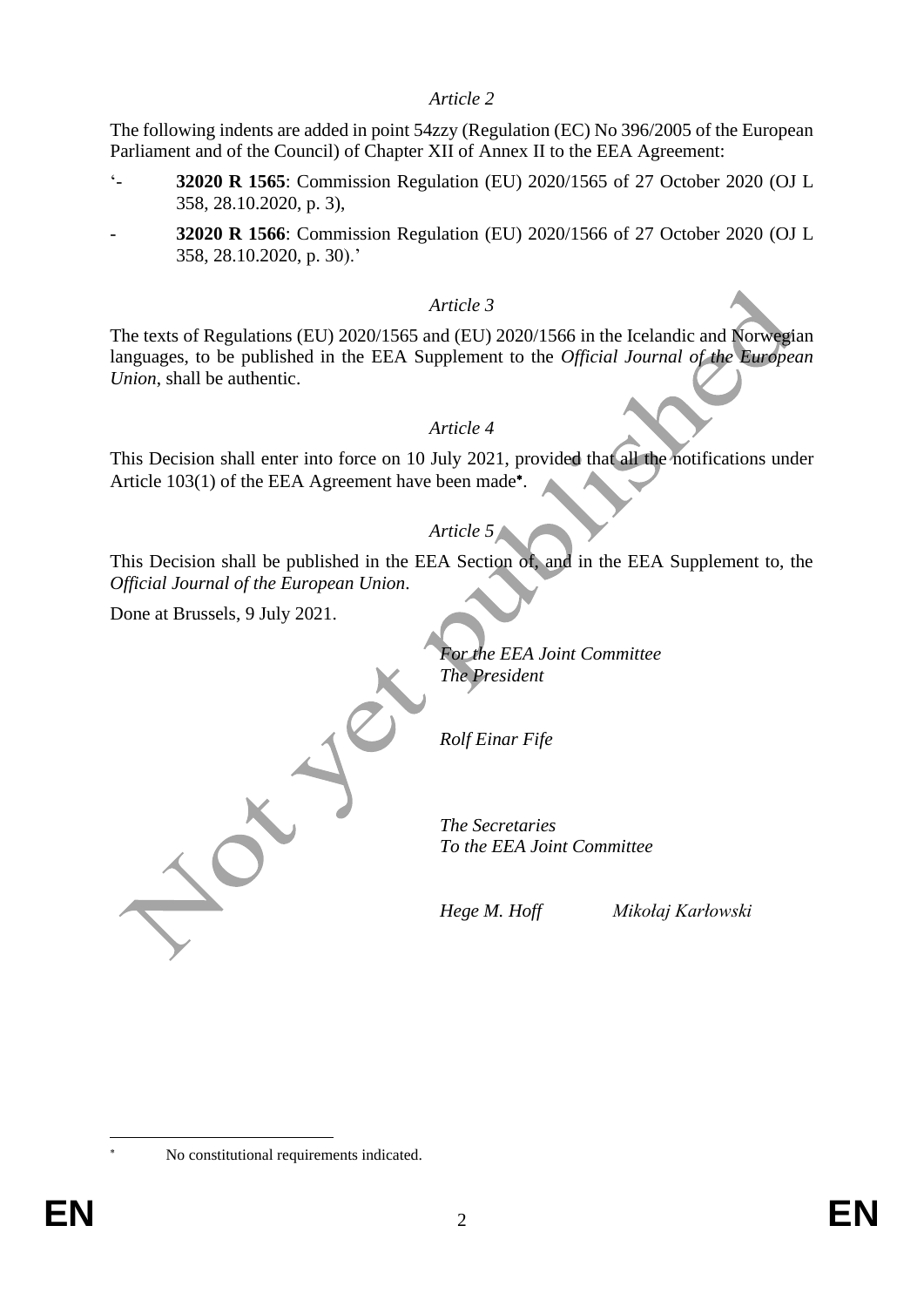*Article 2*

The following indents are added in point 54zzy (Regulation (EC) No 396/2005 of the European Parliament and of the Council) of Chapter XII of Annex II to the EEA Agreement:

'- **32020 R 1565**: Commission Regulation (EU) 2020/1565 of 27 October 2020 (OJ L 358, 28.10.2020, p. 3),

- **32020 R 1566**: Commission Regulation (EU) 2020/1566 of 27 October 2020 (OJ L 358, 28.10.2020, p. 30).'

*Article 3*

The texts of Regulations (EU) 2020/1565 and (EU) 2020/1566 in the Icelandic and Norwegian languages, to be published in the EEA Supplement to the *Official Journal of the European Union*, shall be authentic.

*Article 4*

This Decision shall enter into force on 10 July 2021, provided that all the notifications under Article 103(1) of the EEA Agreement have been made[*].

*Article 5*

This Decision shall be published in the EEA Section of, and in the EEA Supplement to, the *Official Journal of the European Union*.

Done at Brussels, 9 July 2021.

*For the EEA Joint Committee*
*The President*

*Rolf Einar Fife*

*The Secretaries*
*To the EEA Joint Committee*

*Hege M. Hoff* *Mikołaj Karłowski*

---

[*] No constitutional requirements indicated.